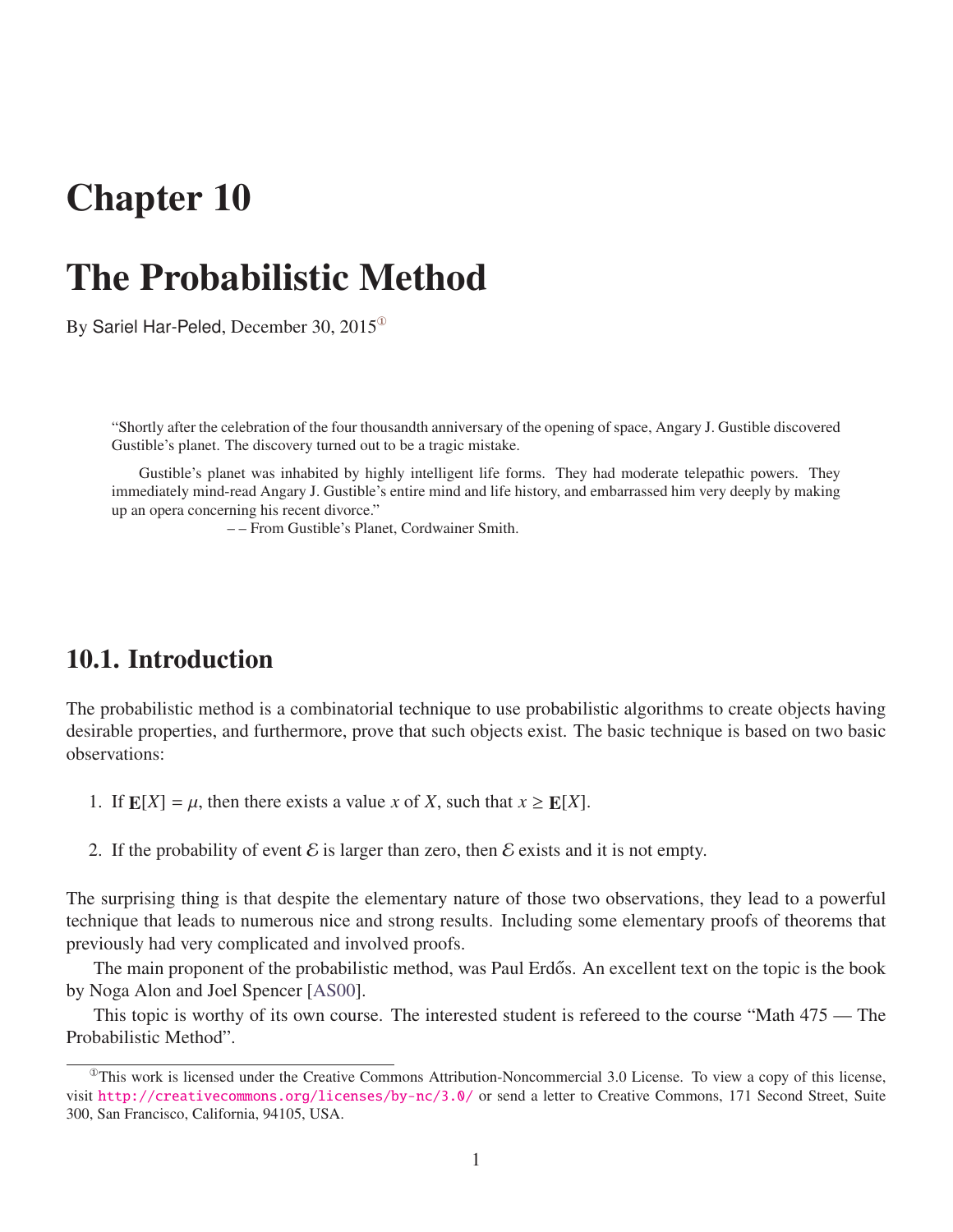# Chapter 10

# The Probabilistic Method

By Sariel Har-Peled, December 30, 2015[①]

> "Shortly after the celebration of the four thousandth anniversary of the opening of space, Angary J. Gustible discovered Gustible's planet. The discovery turned out to be a tragic mistake.
>
> Gustible's planet was inhabited by highly intelligent life forms. They had moderate telepathic powers. They immediately mind-read Angary J. Gustible's entire mind and life history, and embarrassed him very deeply by making up an opera concerning his recent divorce."
>
> – – From Gustible's Planet, Cordwainer Smith.

## 10.1. Introduction

The probabilistic method is a combinatorial technique to use probabilistic algorithms to create objects having desirable properties, and furthermore, prove that such objects exist. The basic technique is based on two basic observations:

1. If $\mathbf{E}[X] = \mu$, then there exists a value $x$ of $X$, such that $x \geq \mathbf{E}[X]$.

2. If the probability of event $\mathcal{E}$ is larger than zero, then $\mathcal{E}$ exists and it is not empty.

The surprising thing is that despite the elementary nature of those two observations, they lead to a powerful technique that leads to numerous nice and strong results. Including some elementary proofs of theorems that previously had very complicated and involved proofs.

The main proponent of the probabilistic method, was Paul Erdős. An excellent text on the topic is the book by Noga Alon and Joel Spencer [AS00].

This topic is worthy of its own course. The interested student is refereed to the course "Math 475 — The Probabilistic Method".

[①] This work is licensed under the Creative Commons Attribution-Noncommercial 3.0 License. To view a copy of this license, visit http://creativecommons.org/licenses/by-nc/3.0/ or send a letter to Creative Commons, 171 Second Street, Suite 300, San Francisco, California, 94105, USA.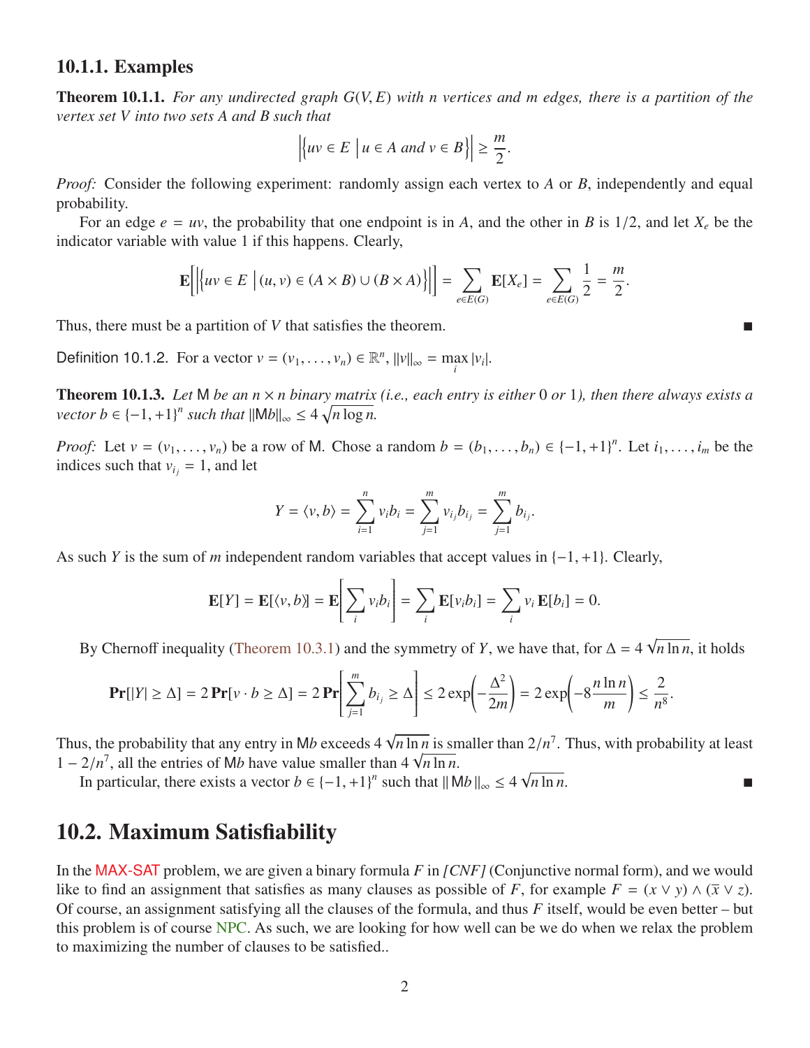### 10.1.1. Examples

**Theorem 10.1.1.** *For any undirected graph $G(V, E)$ with $n$ vertices and $m$ edges, there is a partition of the vertex set $V$ into two sets $A$ and $B$ such that*

$$\left|\left\{uv \in E \;\middle|\; u \in A \text{ and } v \in B\right\}\right| \geq \frac{m}{2}.$$

*Proof:* Consider the following experiment: randomly assign each vertex to $A$ or $B$, independently and equal probability.

For an edge $e = uv$, the probability that one endpoint is in $A$, and the other in $B$ is $1/2$, and let $X_e$ be the indicator variable with value 1 if this happens. Clearly,

$$\mathbf{E}\left[\left|\left\{uv \in E \;\middle|\; (u, v) \in (A \times B) \cup (B \times A)\right\}\right|\right] = \sum_{e \in E(G)} \mathbf{E}[X_e] = \sum_{e \in E(G)} \frac{1}{2} = \frac{m}{2}.$$

Thus, there must be a partition of $V$ that satisfies the theorem. ■

Definition 10.1.2. For a vector $v = (v_1, \ldots, v_n) \in \mathbb{R}^n$, $\|v\|_\infty = \max_i |v_i|$.

**Theorem 10.1.3.** *Let $\mathsf{M}$ be an $n \times n$ binary matrix (i.e., each entry is either 0 or 1), then there always exists a vector $b \in \{-1, +1\}^n$ such that $\|\mathsf{M}b\|_\infty \leq 4\sqrt{n \log n}$.*

*Proof:* Let $v = (v_1, \ldots, v_n)$ be a row of $\mathsf{M}$. Chose a random $b = (b_1, \ldots, b_n) \in \{-1, +1\}^n$. Let $i_1, \ldots, i_m$ be the indices such that $v_{i_j} = 1$, and let

$$Y = \langle v, b \rangle = \sum_{i=1}^{n} v_i b_i = \sum_{j=1}^{m} v_{i_j} b_{i_j} = \sum_{j=1}^{m} b_{i_j}.$$

As such $Y$ is the sum of $m$ independent random variables that accept values in $\{-1, +1\}$. Clearly,

$$\mathbf{E}[Y] = \mathbf{E}[\langle v, b \rangle] = \mathbf{E}\left[\sum_i v_i b_i\right] = \sum_i \mathbf{E}[v_i b_i] = \sum_i v_i \,\mathbf{E}[b_i] = 0.$$

By Chernoff inequality (Theorem 10.3.1) and the symmetry of $Y$, we have that, for $\Delta = 4\sqrt{n \ln n}$, it holds

$$\mathbf{Pr}[|Y| \geq \Delta] = 2\,\mathbf{Pr}[v \cdot b \geq \Delta] = 2\,\mathbf{Pr}\left[\sum_{j=1}^{m} b_{i_j} \geq \Delta\right] \leq 2\exp\left(-\frac{\Delta^2}{2m}\right) = 2\exp\left(-8\frac{n \ln n}{m}\right) \leq \frac{2}{n^8}.$$

Thus, the probability that any entry in $\mathsf{M}b$ exceeds $4\sqrt{n \ln n}$ is smaller than $2/n^7$. Thus, with probability at least $1 - 2/n^7$, all the entries of $\mathsf{M}b$ have value smaller than $4\sqrt{n \ln n}$.

In particular, there exists a vector $b \in \{-1, +1\}^n$ such that $\|\mathsf{M}b\|_\infty \leq 4\sqrt{n \ln n}$. ■

## 10.2. Maximum Satisfiability

In the MAX-SAT problem, we are given a binary formula $F$ in *[CNF]* (Conjunctive normal form), and we would like to find an assignment that satisfies as many clauses as possible of $F$, for example $F = (x \vee y) \wedge (\overline{x} \vee z)$. Of course, an assignment satisfying all the clauses of the formula, and thus $F$ itself, would be even better – but this problem is of course NPC. As such, we are looking for how well can be we do when we relax the problem to maximizing the number of clauses to be satisfied..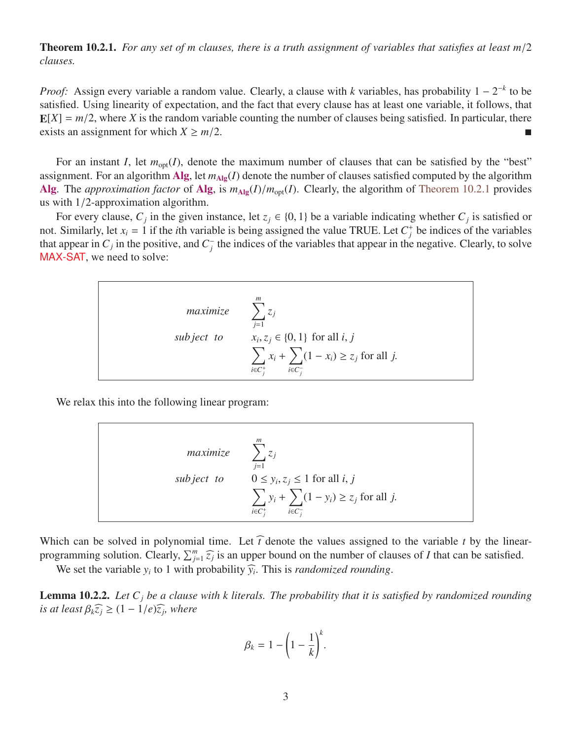**Theorem 10.2.1.** *For any set of m clauses, there is a truth assignment of variables that satisfies at least $m/2$ clauses.*

*Proof:* Assign every variable a random value. Clearly, a clause with $k$ variables, has probability $1 - 2^{-k}$ to be satisfied. Using linearity of expectation, and the fact that every clause has at least one variable, it follows, that $\mathbf{E}[X] = m/2$, where $X$ is the random variable counting the number of clauses being satisfied. In particular, there exists an assignment for which $X \geq m/2$. ■

For an instant $I$, let $m_{\text{opt}}(I)$, denote the maximum number of clauses that can be satisfied by the "best" assignment. For an algorithm **Alg**, let $m_{\mathbf{Alg}}(I)$ denote the number of clauses satisfied computed by the algorithm **Alg**. The *approximation factor* of **Alg**, is $m_{\mathbf{Alg}}(I)/m_{\text{opt}}(I)$. Clearly, the algorithm of Theorem 10.2.1 provides us with $1/2$-approximation algorithm.

For every clause, $C_j$ in the given instance, let $z_j \in \{0, 1\}$ be a variable indicating whether $C_j$ is satisfied or not. Similarly, let $x_i = 1$ if the $i$th variable is being assigned the value TRUE. Let $C_j^+$ be indices of the variables that appear in $C_j$ in the positive, and $C_j^-$ the indices of the variables that appear in the negative. Clearly, to solve MAX-SAT, we need to solve:

$$
\begin{array}{rl}
\textit{maximize} & \displaystyle\sum_{j=1}^{m} z_j \\
\textit{subject to} & x_i, z_j \in \{0, 1\} \text{ for all } i, j \\
& \displaystyle\sum_{i \in C_j^+} x_i + \sum_{i \in C_j^-} (1 - x_i) \geq z_j \text{ for all } j.
\end{array}
$$

We relax this into the following linear program:

$$
\begin{array}{rl}
\textit{maximize} & \displaystyle\sum_{j=1}^{m} z_j \\
\textit{subject to} & 0 \leq y_i, z_j \leq 1 \text{ for all } i, j \\
& \displaystyle\sum_{i \in C_j^+} y_i + \sum_{i \in C_j^-} (1 - y_i) \geq z_j \text{ for all } j.
\end{array}
$$

Which can be solved in polynomial time. Let $\widehat{t}$ denote the values assigned to the variable $t$ by the linear-programming solution. Clearly, $\sum_{j=1}^{m} \widehat{z_j}$ is an upper bound on the number of clauses of $I$ that can be satisfied.

We set the variable $y_i$ to 1 with probability $\widehat{y_i}$. This is *randomized rounding*.

**Lemma 10.2.2.** *Let $C_j$ be a clause with k literals. The probability that it is satisfied by randomized rounding is at least $\beta_k \widehat{z_j} \geq (1 - 1/e)\widehat{z_j}$, where*

$$
\beta_k = 1 - \left(1 - \frac{1}{k}\right)^k.
$$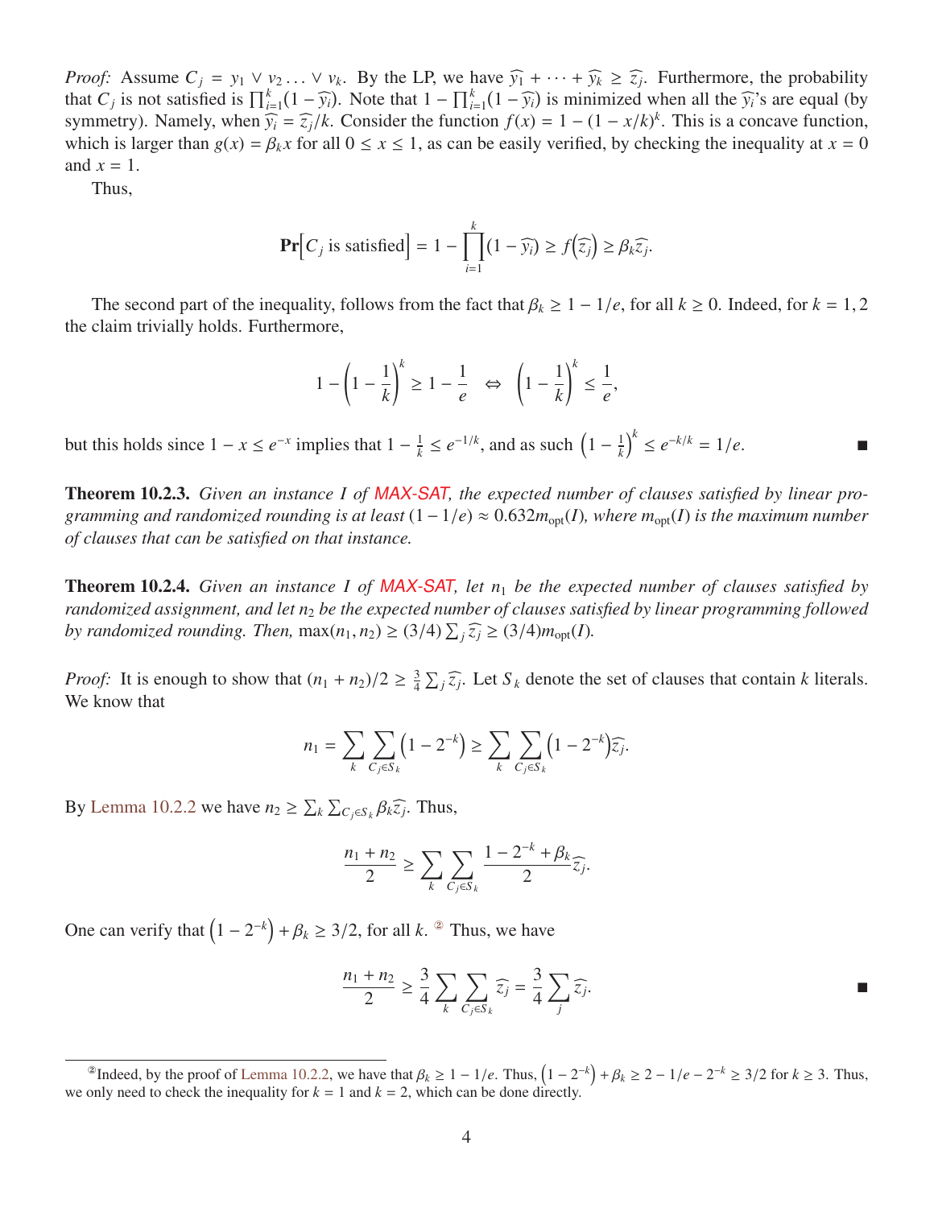*Proof:* Assume $C_j = y_1 \vee v_2 \ldots \vee v_k$. By the LP, we have $\widehat{y_1} + \cdots + \widehat{y_k} \geq \widehat{z_j}$. Furthermore, the probability that $C_j$ is not satisfied is $\prod_{i=1}^{k}(1 - \widehat{y_i})$. Note that $1 - \prod_{i=1}^{k}(1 - \widehat{y_i})$ is minimized when all the $\widehat{y_i}$'s are equal (by symmetry). Namely, when $\widehat{y_i} = \widehat{z_j}/k$. Consider the function $f(x) = 1 - (1 - x/k)^k$. This is a concave function, which is larger than $g(x) = \beta_k x$ for all $0 \leq x \leq 1$, as can be easily verified, by checking the inequality at $x = 0$ and $x = 1$.

Thus,

$$\mathbf{Pr}\Big[C_j \text{ is satisfied}\Big] = 1 - \prod_{i=1}^{k}(1 - \widehat{y_i}) \geq f\Big(\widehat{z_j}\Big) \geq \beta_k \widehat{z_j}.$$

The second part of the inequality, follows from the fact that $\beta_k \geq 1 - 1/e$, for all $k \geq 0$. Indeed, for $k = 1, 2$ the claim trivially holds. Furthermore,

$$1 - \left(1 - \frac{1}{k}\right)^k \geq 1 - \frac{1}{e} \quad \Leftrightarrow \quad \left(1 - \frac{1}{k}\right)^k \leq \frac{1}{e},$$

but this holds since $1 - x \leq e^{-x}$ implies that $1 - \frac{1}{k} \leq e^{-1/k}$, and as such $\left(1 - \frac{1}{k}\right)^k \leq e^{-k/k} = 1/e$. ■

**Theorem 10.2.3.** *Given an instance $I$ of MAX-SAT, the expected number of clauses satisfied by linear programming and randomized rounding is at least $(1 - 1/e) \approx 0.632 m_{\text{opt}}(I)$, where $m_{\text{opt}}(I)$ is the maximum number of clauses that can be satisfied on that instance.*

**Theorem 10.2.4.** *Given an instance $I$ of MAX-SAT, let $n_1$ be the expected number of clauses satisfied by randomized assignment, and let $n_2$ be the expected number of clauses satisfied by linear programming followed by randomized rounding. Then, $\max(n_1, n_2) \geq (3/4) \sum_j \widehat{z_j} \geq (3/4) m_{\text{opt}}(I)$.*

*Proof:* It is enough to show that $(n_1 + n_2)/2 \geq \frac{3}{4} \sum_j \widehat{z_j}$. Let $S_k$ denote the set of clauses that contain $k$ literals. We know that

$$n_1 = \sum_k \sum_{C_j \in S_k} \left(1 - 2^{-k}\right) \geq \sum_k \sum_{C_j \in S_k} \left(1 - 2^{-k}\right) \widehat{z_j}.$$

By Lemma 10.2.2 we have $n_2 \geq \sum_k \sum_{C_j \in S_k} \beta_k \widehat{z_j}$. Thus,

$$\frac{n_1 + n_2}{2} \geq \sum_k \sum_{C_j \in S_k} \frac{1 - 2^{-k} + \beta_k}{2} \widehat{z_j}.$$

One can verify that $\left(1 - 2^{-k}\right) + \beta_k \geq 3/2$, for all $k$. [2] Thus, we have

$$\frac{n_1 + n_2}{2} \geq \frac{3}{4} \sum_k \sum_{C_j \in S_k} \widehat{z_j} = \frac{3}{4} \sum_j \widehat{z_j}.$$ ■

---

[2] Indeed, by the proof of Lemma 10.2.2, we have that $\beta_k \geq 1 - 1/e$. Thus, $\left(1 - 2^{-k}\right) + \beta_k \geq 2 - 1/e - 2^{-k} \geq 3/2$ for $k \geq 3$. Thus, we only need to check the inequality for $k = 1$ and $k = 2$, which can be done directly.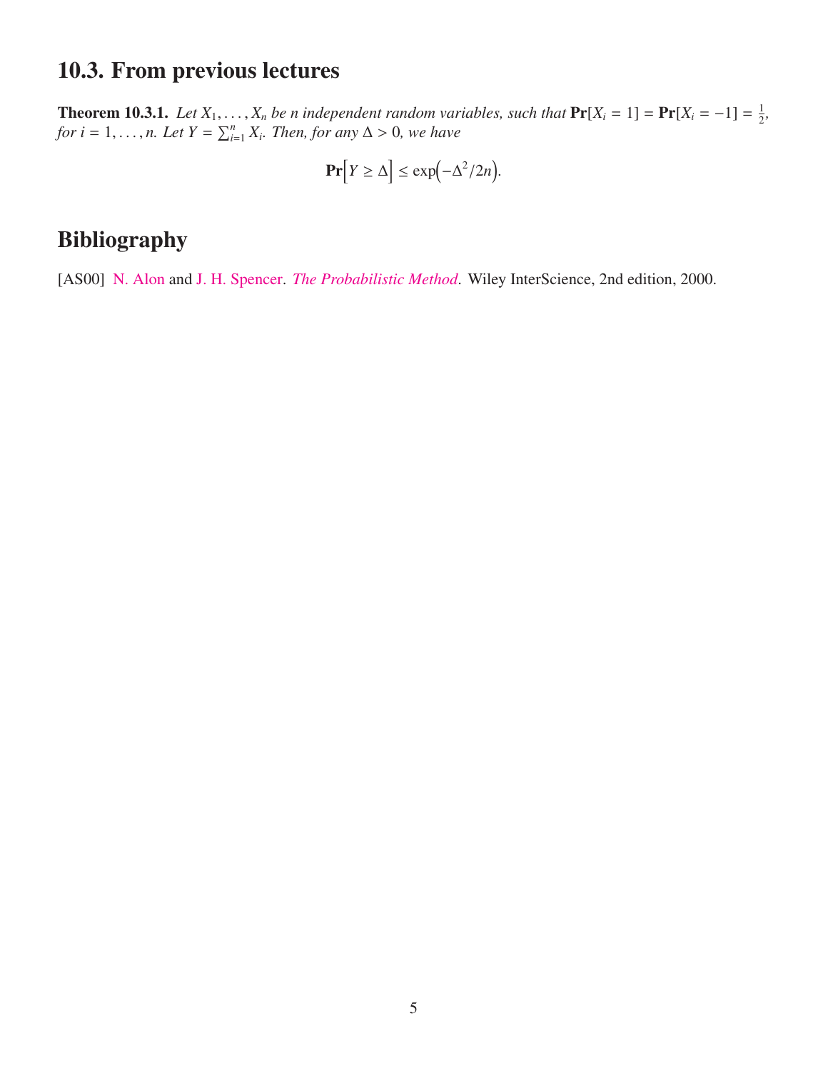## 10.3. From previous lectures

**Theorem 10.3.1.** *Let $X_1, \ldots, X_n$ be $n$ independent random variables, such that $\mathbf{Pr}[X_i = 1] = \mathbf{Pr}[X_i = -1] = \frac{1}{2}$, for $i = 1, \ldots, n$. Let $Y = \sum_{i=1}^{n} X_i$. Then, for any $\Delta > 0$, we have*

$$\mathbf{Pr}\Big[Y \geq \Delta\Big] \leq \exp\Big(-\Delta^2/2n\Big).$$

## Bibliography

[AS00] N. Alon and J. H. Spencer. *The Probabilistic Method*. Wiley InterScience, 2nd edition, 2000.